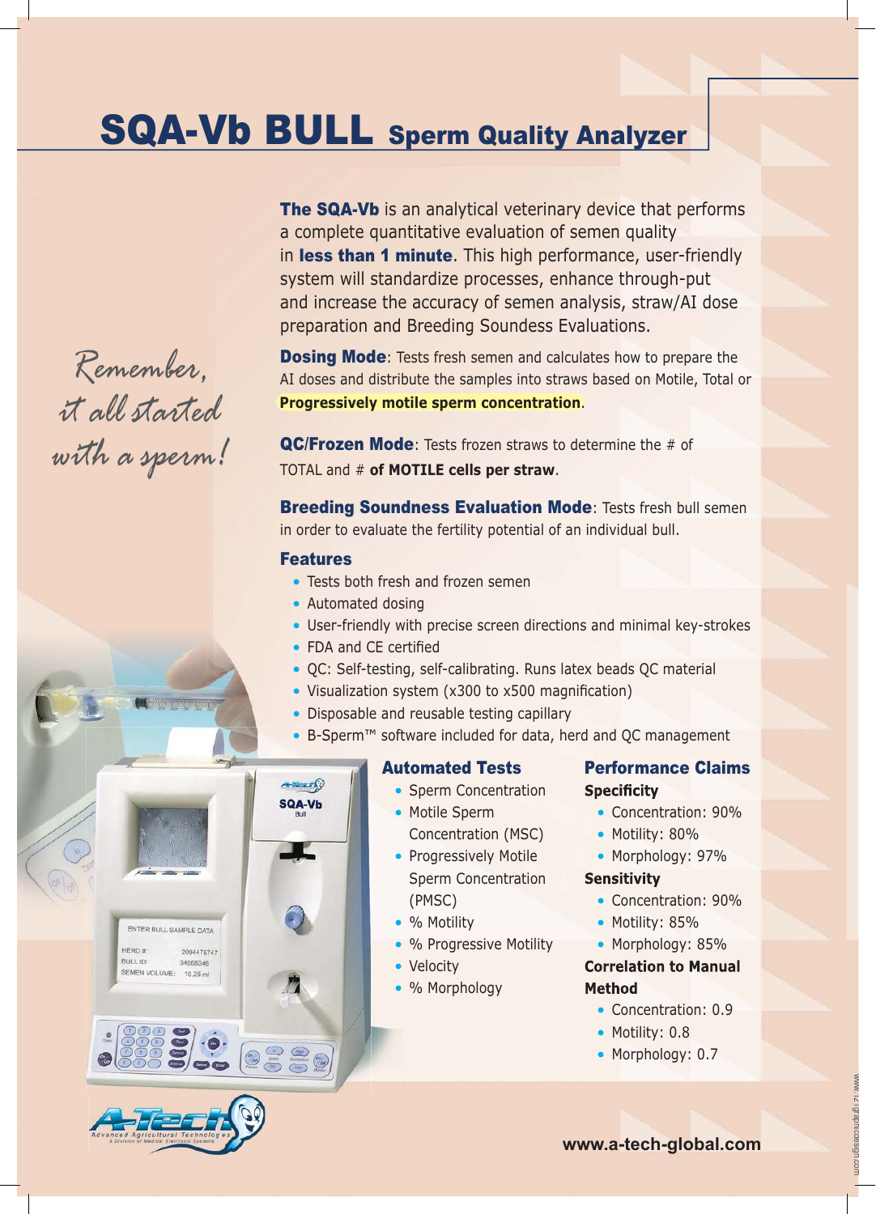# SQA-Vb BULL Sperm Quality Analyzer

*Remember, it all started with a sperm!*

**The SQA-Vb** is an analytical veterinary device that performs a complete quantitative evaluation of semen quality in **less than 1 minute**. This high performance, user-friendly system will standardize processes, enhance through-put and increase the accuracy of semen analysis, straw/AI dose preparation and Breeding Soundess Evaluations.

**Dosing Mode**: Tests fresh semen and calculates how to prepare the AI doses and distribute the samples into straws based on Motile, Total or **Progressively motile sperm concentration**.

**QC/Frozen Mode**: Tests frozen straws to determine the # of TOTAL and # **of MOTILE cells per straw**.

**Breeding Soundness Evaluation Mode**: Tests fresh bull semen in order to evaluate the fertility potential of an individual bull.

## Features

- Tests both fresh and frozen semen
- Automated dosing
- User-friendly with precise screen directions and minimal key-strokes
- FDA and CE certified
- QC: Self-testing, self-calibrating. Runs latex beads QC material
- Visualization system (x300 to x500 magnification)
- Disposable and reusable testing capillary
- B-Sperm™ software included for data, herd and QC management

## Automated Tests

- Sperm Concentration
- Motile Sperm Concentration (MSC)
- Progressively Motile Sperm Concentration (PMSC)
- % Motility
- % Progressive Motility
- Velocity
- % Morphology

## Performance Claims

**Specificity**

- Concentration: 90%
- Motility: 80%
- Morphology: 97%

**Sensitivity**

- Concentration: 90%
- Motility: 85%
- Morphology: 85%

**Correlation to Manual Method**

- Concentration: 0.9
- Motility: 0.8
- Morphology: 0.7

A-Tech — Advanced Agricultural Technologies — A Division of Medical Electronic Systems

**www.a-tech-global.com**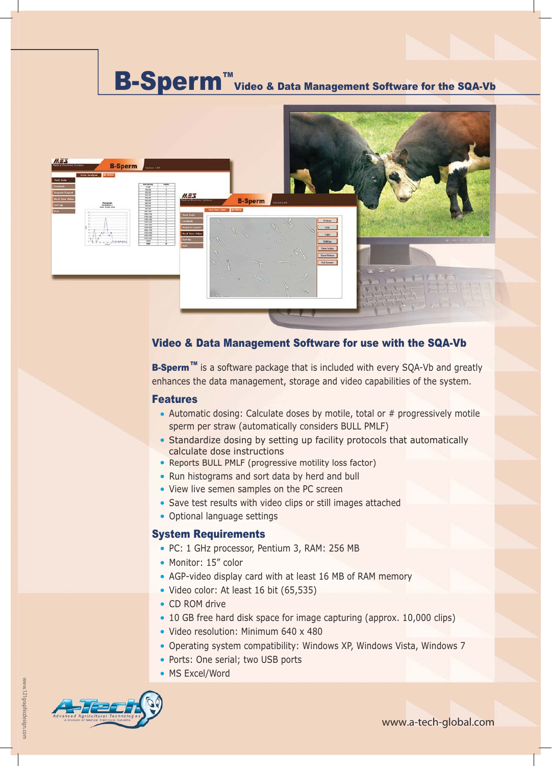# B-Sperm™ Video & Data Management Software for the SQA-Vb

## Video & Data Management Software for use with the SQA-Vb

**B-Sperm™** is a software package that is included with every SQA-Vb and greatly enhances the data management, storage and video capabilities of the system.

### Features

- Automatic dosing: Calculate doses by motile, total or # progressively motile sperm per straw (automatically considers BULL PMLF)
- Standardize dosing by setting up facility protocols that automatically calculate dose instructions
- Reports BULL PMLF (progressive motility loss factor)
- Run histograms and sort data by herd and bull
- View live semen samples on the PC screen
- Save test results with video clips or still images attached
- Optional language settings

### System Requirements

- PC: 1 GHz processor, Pentium 3, RAM: 256 MB
- Monitor: 15" color
- AGP-video display card with at least 16 MB of RAM memory
- Video color: At least 16 bit (65,535)
- CD ROM drive
- 10 GB free hard disk space for image capturing (approx. 10,000 clips)
- Video resolution: Minimum 640 x 480
- Operating system compatibility: Windows XP, Windows Vista, Windows 7
- Ports: One serial; two USB ports
- MS Excel/Word

A-Tech Advanced Agricultural Technologies — A Division of Medical Electronic Systems

www.a-tech-global.com